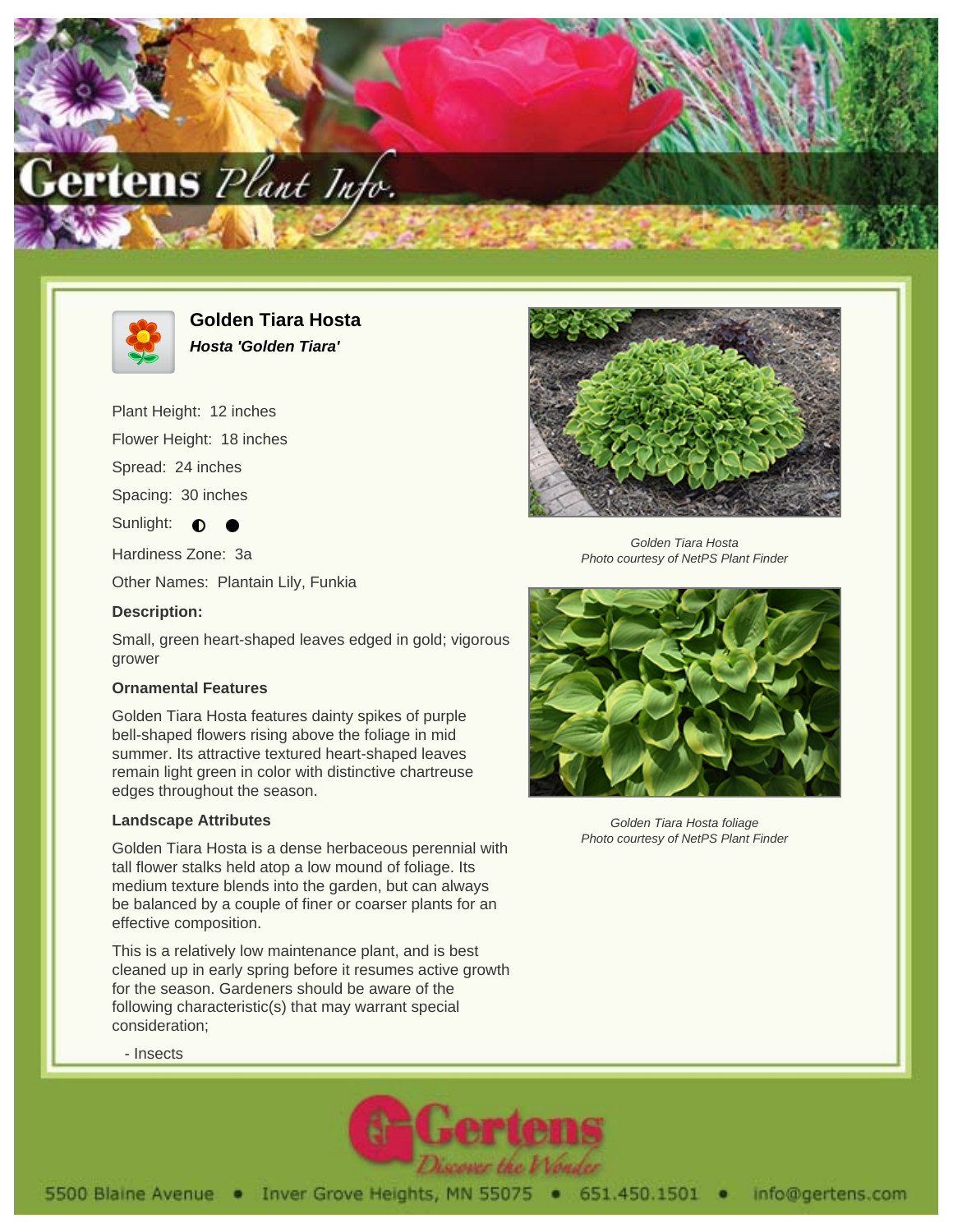# Golden Tiara Hosta

***Hosta 'Golden Tiara'***

Plant Height: 12 inches

Flower Height: 18 inches

Spread: 24 inches

Spacing: 30 inches

Sunlight: ◐ ●

Hardiness Zone: 3a

Other Names: Plantain Lily, Funkia

**Description:**

Small, green heart-shaped leaves edged in gold; vigorous grower

### Ornamental Features

Golden Tiara Hosta features dainty spikes of purple bell-shaped flowers rising above the foliage in mid summer. Its attractive textured heart-shaped leaves remain light green in color with distinctive chartreuse edges throughout the season.

### Landscape Attributes

Golden Tiara Hosta is a dense herbaceous perennial with tall flower stalks held atop a low mound of foliage. Its medium texture blends into the garden, but can always be balanced by a couple of finer or coarser plants for an effective composition.

This is a relatively low maintenance plant, and is best cleaned up in early spring before it resumes active growth for the season. Gardeners should be aware of the following characteristic(s) that may warrant special consideration;

- Insects

*Golden Tiara Hosta*
*Photo courtesy of NetPS Plant Finder*

*Golden Tiara Hosta foliage*
*Photo courtesy of NetPS Plant Finder*

5500 Blaine Avenue • Inver Grove Heights, MN 55075 • 651.450.1501 • info@gertens.com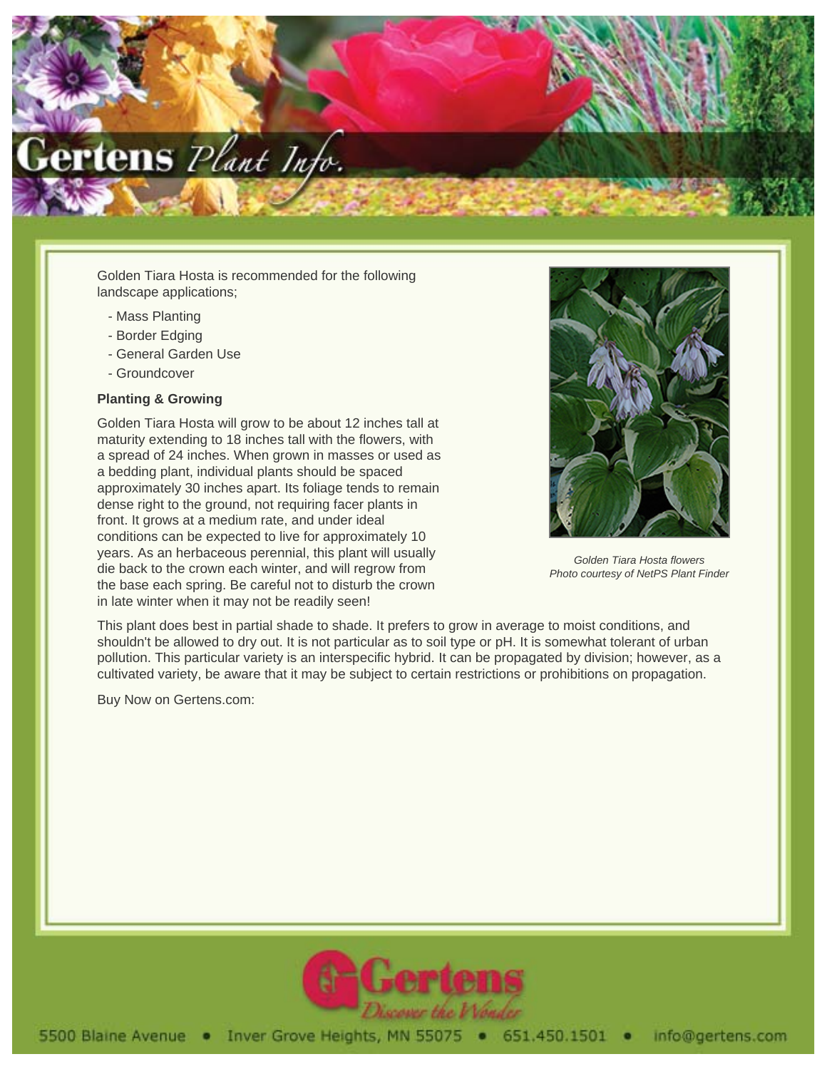Golden Tiara Hosta is recommended for the following landscape applications;

- Mass Planting
- Border Edging
- General Garden Use
- Groundcover

**Planting & Growing**

Golden Tiara Hosta will grow to be about 12 inches tall at maturity extending to 18 inches tall with the flowers, with a spread of 24 inches. When grown in masses or used as a bedding plant, individual plants should be spaced approximately 30 inches apart. Its foliage tends to remain dense right to the ground, not requiring facer plants in front. It grows at a medium rate, and under ideal conditions can be expected to live for approximately 10 years. As an herbaceous perennial, this plant will usually die back to the crown each winter, and will regrow from the base each spring. Be careful not to disturb the crown in late winter when it may not be readily seen!

*Golden Tiara Hosta flowers*
*Photo courtesy of NetPS Plant Finder*

This plant does best in partial shade to shade. It prefers to grow in average to moist conditions, and shouldn't be allowed to dry out. It is not particular as to soil type or pH. It is somewhat tolerant of urban pollution. This particular variety is an interspecific hybrid. It can be propagated by division; however, as a cultivated variety, be aware that it may be subject to certain restrictions or prohibitions on propagation.

Buy Now on Gertens.com: